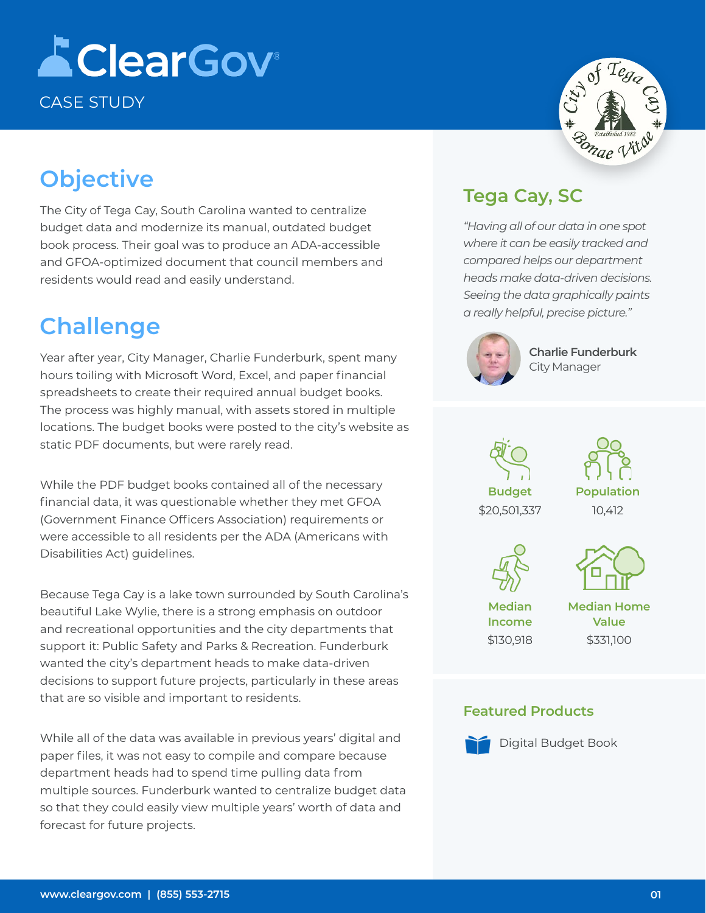# ClearGov

CASE STUDY

## Objective

The City of Tega Cay, South Carolina wanted to centralize budget data and modernize its manual, outdated budget book process. Their goal was to produce an ADA-accessible and GFOA-optimized document that council members and residents would read and easily understand.

## Challenge

Year after year, City Manager, Charlie Funderburk, spent many hours toiling with Microsoft Word, Excel, and paper financial spreadsheets to create their required annual budget books. The process was highly manual, with assets stored in multiple locations. The budget books were posted to the city's website as static PDF documents, but were rarely read.

While the PDF budget books contained all of the necessary financial data, it was questionable whether they met GFOA (Government Finance Officers Association) requirements or were accessible to all residents per the ADA (Americans with Disabilities Act) guidelines.

Because Tega Cay is a lake town surrounded by South Carolina's beautiful Lake Wylie, there is a strong emphasis on outdoor and recreational opportunities and the city departments that support it: Public Safety and Parks & Recreation. Funderburk wanted the city's department heads to make data-driven decisions to support future projects, particularly in these areas that are so visible and important to residents.

While all of the data was available in previous years' digital and paper files, it was not easy to compile and compare because department heads had to spend time pulling data from multiple sources. Funderburk wanted to centralize budget data so that they could easily view multiple years' worth of data and forecast for future projects.

## Tega Cay, SC

*"Having all of our data in one spot where it can be easily tracked and compared helps our department heads make data-driven decisions. Seeing the data graphically paints a really helpful, precise picture."*

**Charlie Funderburk**
City Manager

| Budget | Population |
| --- | --- |
| $20,501,337 | 10,412 |

| Median Income | Median Home Value |
| --- | --- |
| $130,918 | $331,100 |

### Featured Products

- Digital Budget Book

www.cleargov.com | (855) 553-2715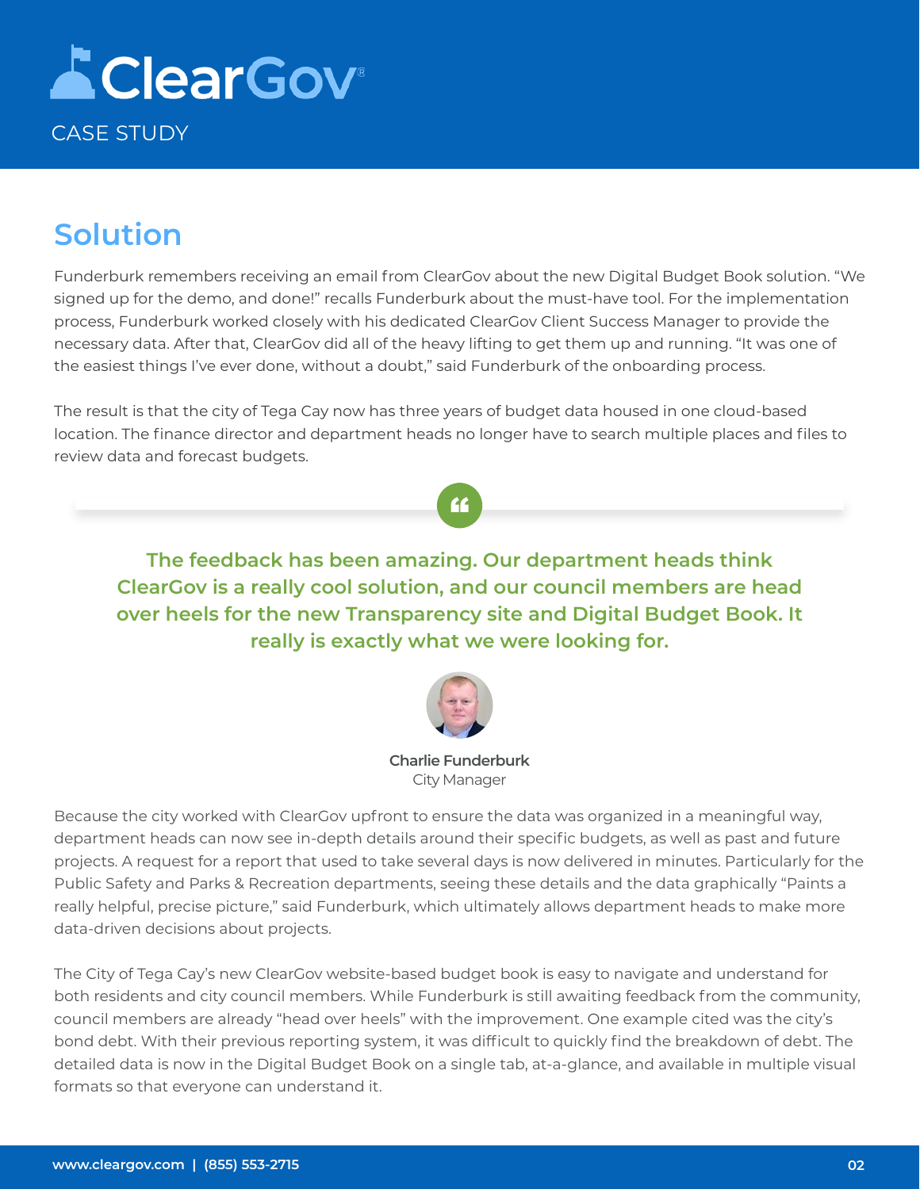# ClearGov

CASE STUDY

## Solution

Funderburk remembers receiving an email from ClearGov about the new Digital Budget Book solution. "We signed up for the demo, and done!" recalls Funderburk about the must-have tool. For the implementation process, Funderburk worked closely with his dedicated ClearGov Client Success Manager to provide the necessary data. After that, ClearGov did all of the heavy lifting to get them up and running. "It was one of the easiest things I've ever done, without a doubt," said Funderburk of the onboarding process.

The result is that the city of Tega Cay now has three years of budget data housed in one cloud-based location. The finance director and department heads no longer have to search multiple places and files to review data and forecast budgets.

> **The feedback has been amazing. Our department heads think ClearGov is a really cool solution, and our council members are head over heels for the new Transparency site and Digital Budget Book. It really is exactly what we were looking for.**
>
> **Charlie Funderburk**
> City Manager

Because the city worked with ClearGov upfront to ensure the data was organized in a meaningful way, department heads can now see in-depth details around their specific budgets, as well as past and future projects. A request for a report that used to take several days is now delivered in minutes. Particularly for the Public Safety and Parks & Recreation departments, seeing these details and the data graphically "Paints a really helpful, precise picture," said Funderburk, which ultimately allows department heads to make more data-driven decisions about projects.

The City of Tega Cay's new ClearGov website-based budget book is easy to navigate and understand for both residents and city council members. While Funderburk is still awaiting feedback from the community, council members are already "head over heels" with the improvement. One example cited was the city's bond debt. With their previous reporting system, it was difficult to quickly find the breakdown of debt. The detailed data is now in the Digital Budget Book on a single tab, at-a-glance, and available in multiple visual formats so that everyone can understand it.

www.cleargov.com | (855) 553-2715